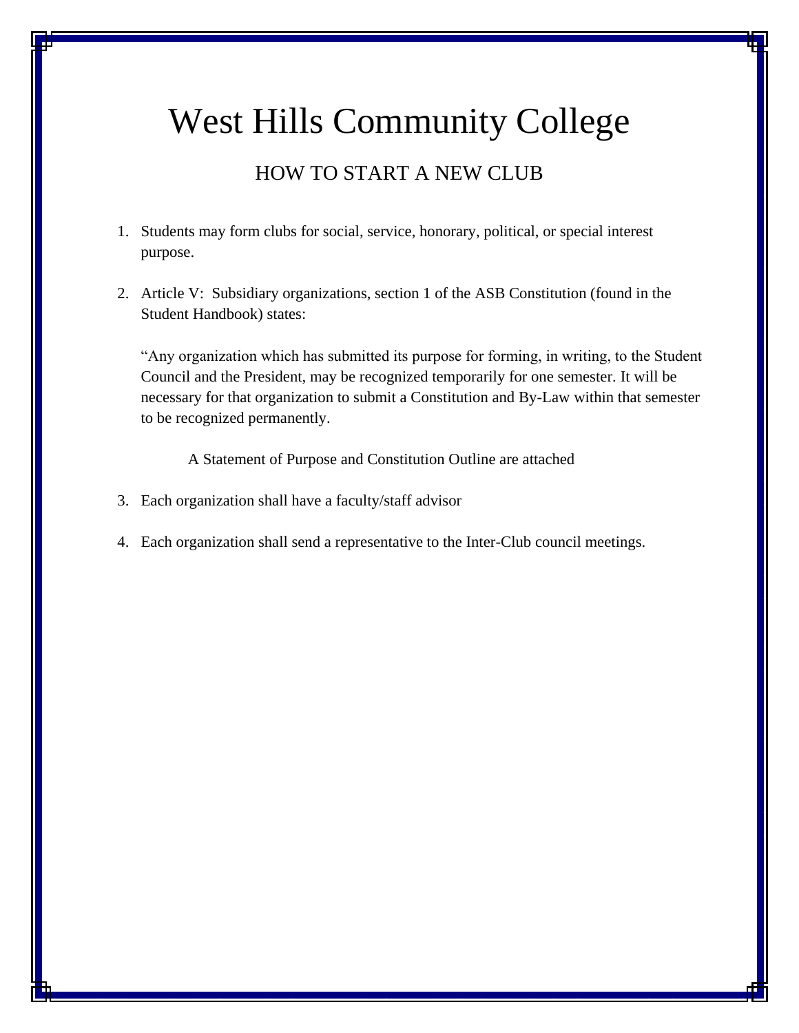# West Hills Community College

## HOW TO START A NEW CLUB

1. Students may form clubs for social, service, honorary, political, or special interest purpose.

2. Article V: Subsidiary organizations, section 1 of the ASB Constitution (found in the Student Handbook) states:

   "Any organization which has submitted its purpose for forming, in writing, to the Student Council and the President, may be recognized temporarily for one semester. It will be necessary for that organization to submit a Constitution and By-Law within that semester to be recognized permanently.

   A Statement of Purpose and Constitution Outline are attached

3. Each organization shall have a faculty/staff advisor

4. Each organization shall send a representative to the Inter-Club council meetings.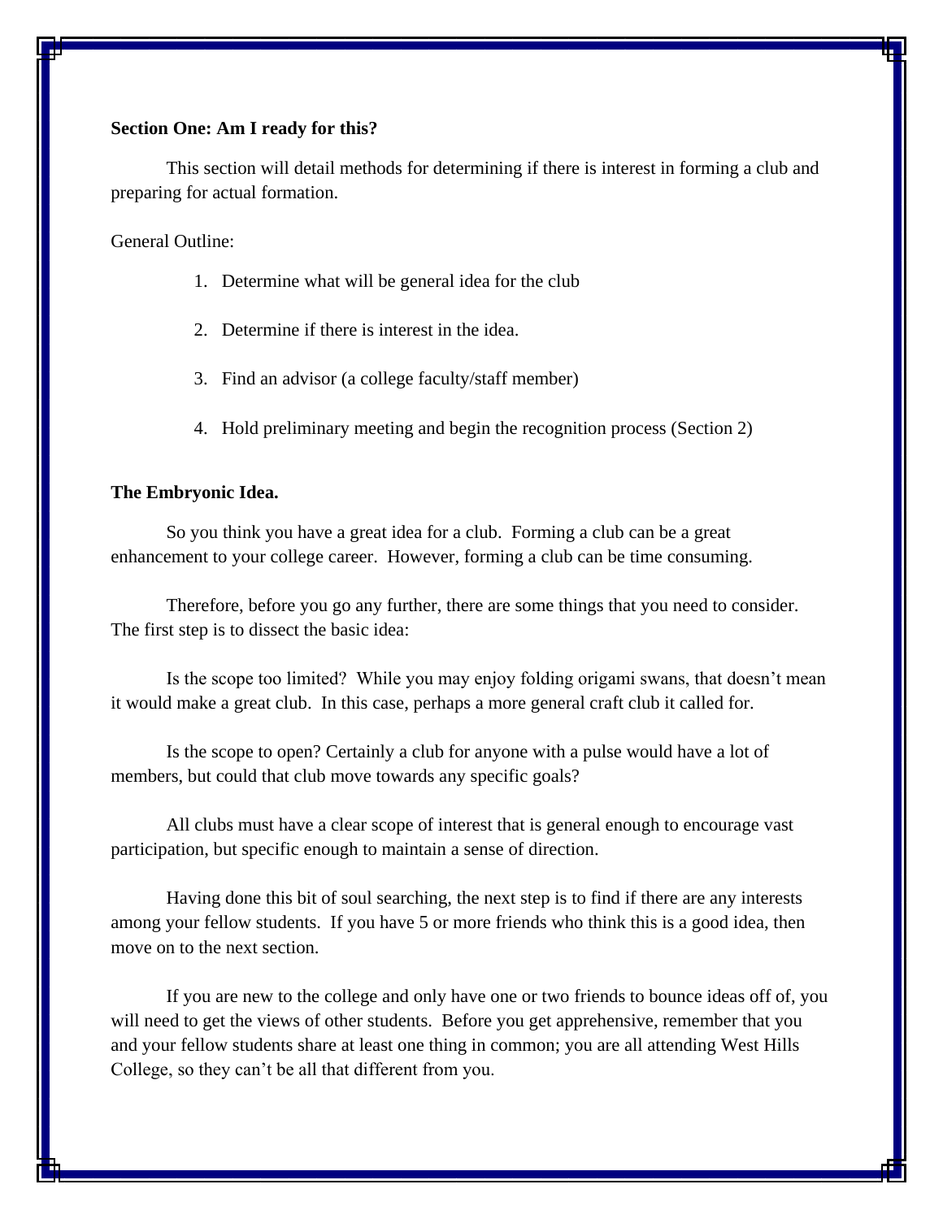**Section One: Am I ready for this?**

This section will detail methods for determining if there is interest in forming a club and preparing for actual formation.

General Outline:

1. Determine what will be general idea for the club
2. Determine if there is interest in the idea.
3. Find an advisor (a college faculty/staff member)
4. Hold preliminary meeting and begin the recognition process (Section 2)

**The Embryonic Idea.**

So you think you have a great idea for a club. Forming a club can be a great enhancement to your college career. However, forming a club can be time consuming.

Therefore, before you go any further, there are some things that you need to consider. The first step is to dissect the basic idea:

Is the scope too limited? While you may enjoy folding origami swans, that doesn't mean it would make a great club. In this case, perhaps a more general craft club it called for.

Is the scope to open? Certainly a club for anyone with a pulse would have a lot of members, but could that club move towards any specific goals?

All clubs must have a clear scope of interest that is general enough to encourage vast participation, but specific enough to maintain a sense of direction.

Having done this bit of soul searching, the next step is to find if there are any interests among your fellow students. If you have 5 or more friends who think this is a good idea, then move on to the next section.

If you are new to the college and only have one or two friends to bounce ideas off of, you will need to get the views of other students. Before you get apprehensive, remember that you and your fellow students share at least one thing in common; you are all attending West Hills College, so they can't be all that different from you.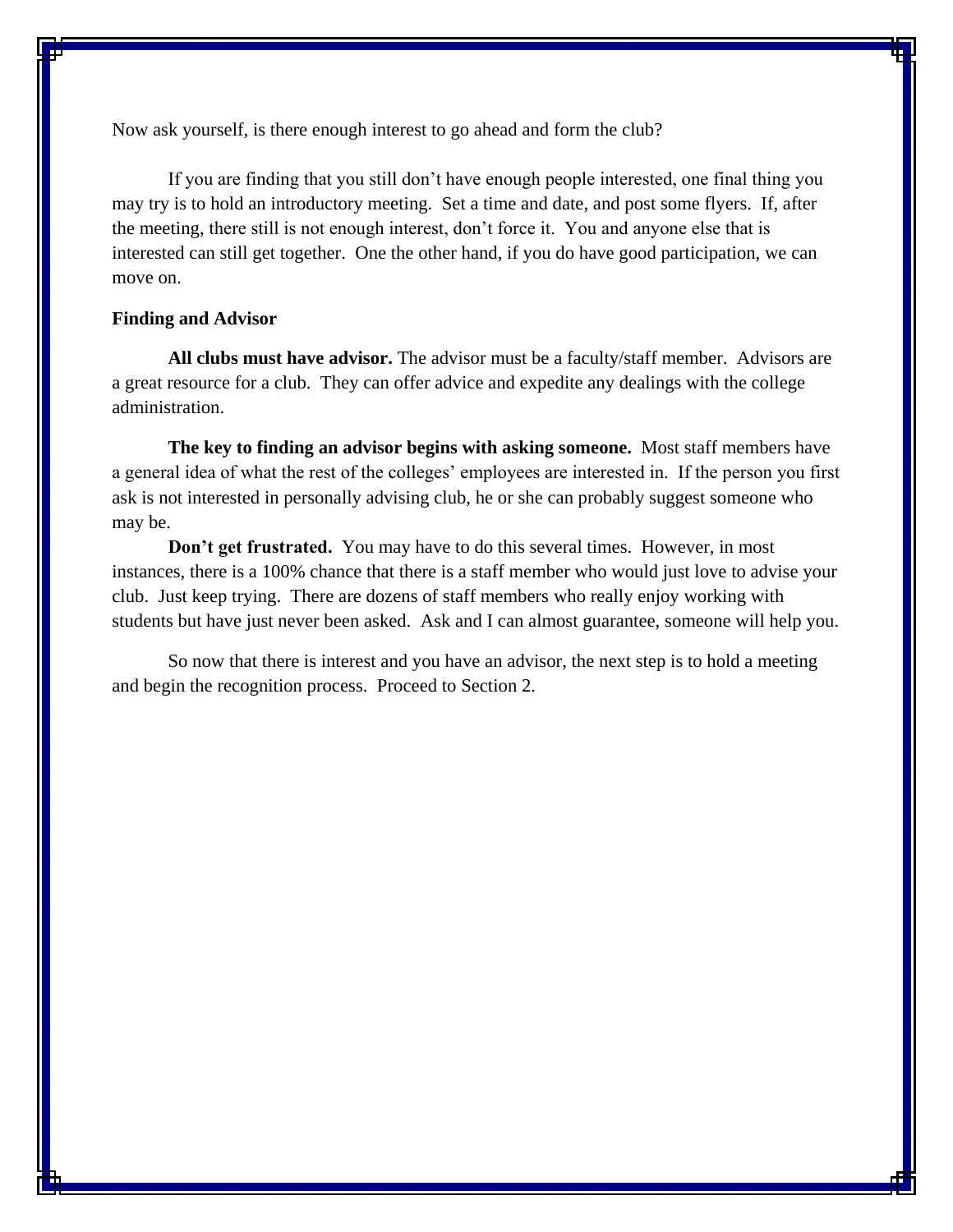Now ask yourself, is there enough interest to go ahead and form the club?

If you are finding that you still don't have enough people interested, one final thing you may try is to hold an introductory meeting. Set a time and date, and post some flyers. If, after the meeting, there still is not enough interest, don't force it. You and anyone else that is interested can still get together. One the other hand, if you do have good participation, we can move on.

**Finding and Advisor**

**All clubs must have advisor.** The advisor must be a faculty/staff member. Advisors are a great resource for a club. They can offer advice and expedite any dealings with the college administration.

**The key to finding an advisor begins with asking someone.** Most staff members have a general idea of what the rest of the colleges' employees are interested in. If the person you first ask is not interested in personally advising club, he or she can probably suggest someone who may be.

**Don't get frustrated.** You may have to do this several times. However, in most instances, there is a 100% chance that there is a staff member who would just love to advise your club. Just keep trying. There are dozens of staff members who really enjoy working with students but have just never been asked. Ask and I can almost guarantee, someone will help you.

So now that there is interest and you have an advisor, the next step is to hold a meeting and begin the recognition process. Proceed to Section 2.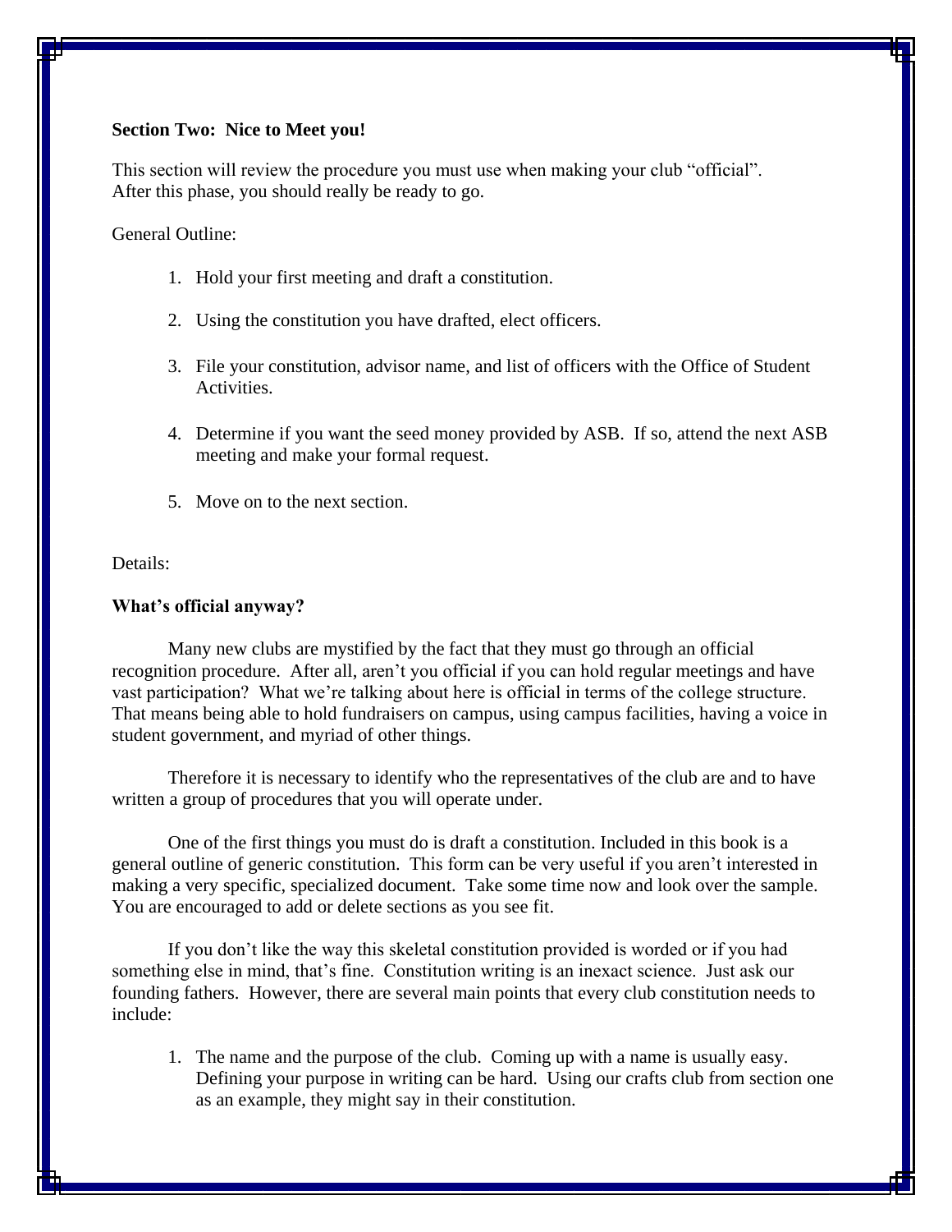**Section Two: Nice to Meet you!**

This section will review the procedure you must use when making your club "official". After this phase, you should really be ready to go.

General Outline:

1. Hold your first meeting and draft a constitution.
2. Using the constitution you have drafted, elect officers.
3. File your constitution, advisor name, and list of officers with the Office of Student Activities.
4. Determine if you want the seed money provided by ASB. If so, attend the next ASB meeting and make your formal request.
5. Move on to the next section.

Details:

**What's official anyway?**

Many new clubs are mystified by the fact that they must go through an official recognition procedure. After all, aren't you official if you can hold regular meetings and have vast participation? What we're talking about here is official in terms of the college structure. That means being able to hold fundraisers on campus, using campus facilities, having a voice in student government, and myriad of other things.

Therefore it is necessary to identify who the representatives of the club are and to have written a group of procedures that you will operate under.

One of the first things you must do is draft a constitution. Included in this book is a general outline of generic constitution. This form can be very useful if you aren't interested in making a very specific, specialized document. Take some time now and look over the sample. You are encouraged to add or delete sections as you see fit.

If you don't like the way this skeletal constitution provided is worded or if you had something else in mind, that's fine. Constitution writing is an inexact science. Just ask our founding fathers. However, there are several main points that every club constitution needs to include:

1. The name and the purpose of the club. Coming up with a name is usually easy. Defining your purpose in writing can be hard. Using our crafts club from section one as an example, they might say in their constitution.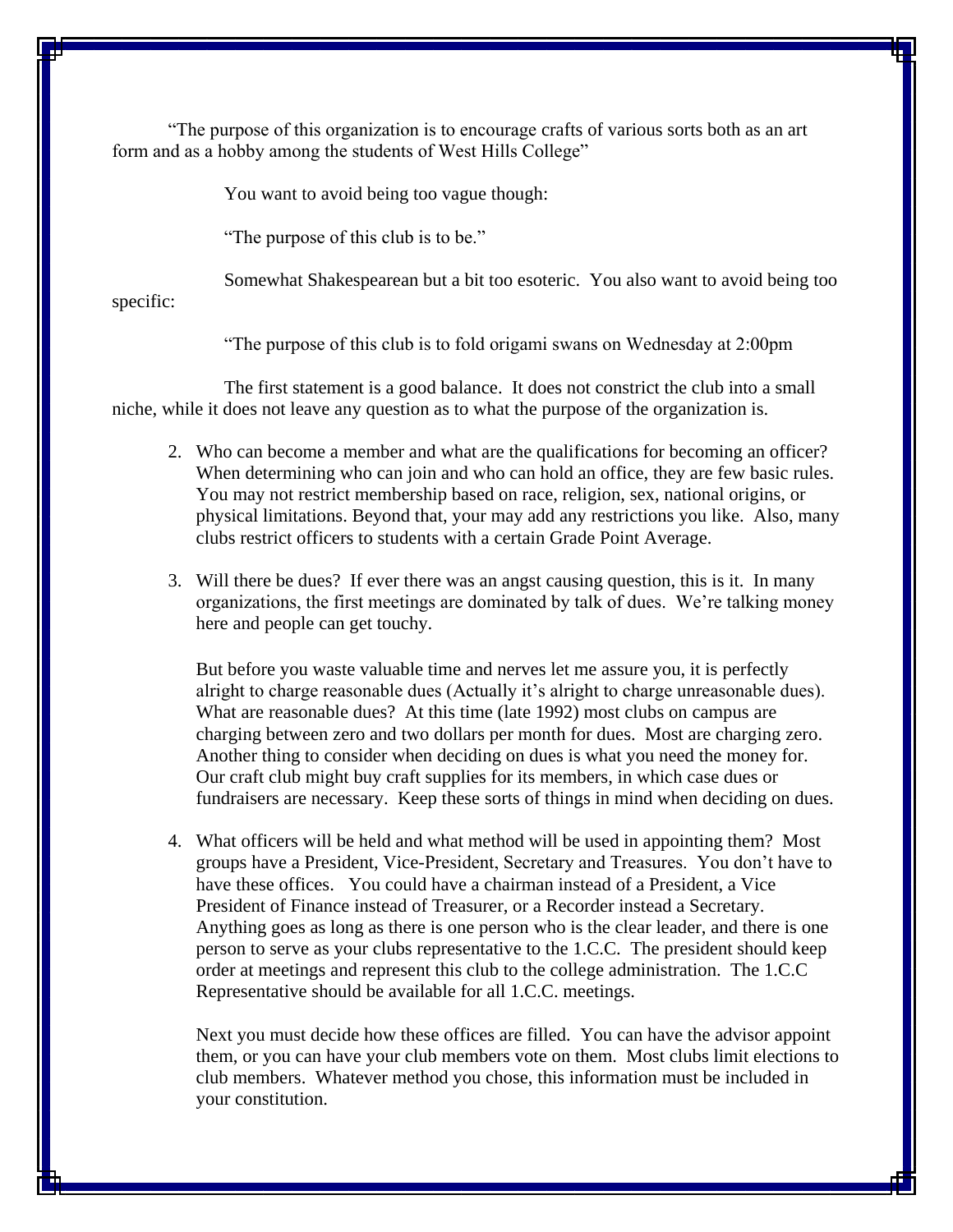"The purpose of this organization is to encourage crafts of various sorts both as an art form and as a hobby among the students of West Hills College"

You want to avoid being too vague though:

"The purpose of this club is to be."

Somewhat Shakespearean but a bit too esoteric. You also want to avoid being too specific:

"The purpose of this club is to fold origami swans on Wednesday at 2:00pm

The first statement is a good balance. It does not constrict the club into a small niche, while it does not leave any question as to what the purpose of the organization is.

2. Who can become a member and what are the qualifications for becoming an officer? When determining who can join and who can hold an office, they are few basic rules. You may not restrict membership based on race, religion, sex, national origins, or physical limitations. Beyond that, your may add any restrictions you like. Also, many clubs restrict officers to students with a certain Grade Point Average.

3. Will there be dues? If ever there was an angst causing question, this is it. In many organizations, the first meetings are dominated by talk of dues. We're talking money here and people can get touchy.

   But before you waste valuable time and nerves let me assure you, it is perfectly alright to charge reasonable dues (Actually it's alright to charge unreasonable dues). What are reasonable dues? At this time (late 1992) most clubs on campus are charging between zero and two dollars per month for dues. Most are charging zero. Another thing to consider when deciding on dues is what you need the money for. Our craft club might buy craft supplies for its members, in which case dues or fundraisers are necessary. Keep these sorts of things in mind when deciding on dues.

4. What officers will be held and what method will be used in appointing them? Most groups have a President, Vice-President, Secretary and Treasures. You don't have to have these offices. You could have a chairman instead of a President, a Vice President of Finance instead of Treasurer, or a Recorder instead a Secretary. Anything goes as long as there is one person who is the clear leader, and there is one person to serve as your clubs representative to the 1.C.C. The president should keep order at meetings and represent this club to the college administration. The 1.C.C Representative should be available for all 1.C.C. meetings.

   Next you must decide how these offices are filled. You can have the advisor appoint them, or you can have your club members vote on them. Most clubs limit elections to club members. Whatever method you chose, this information must be included in your constitution.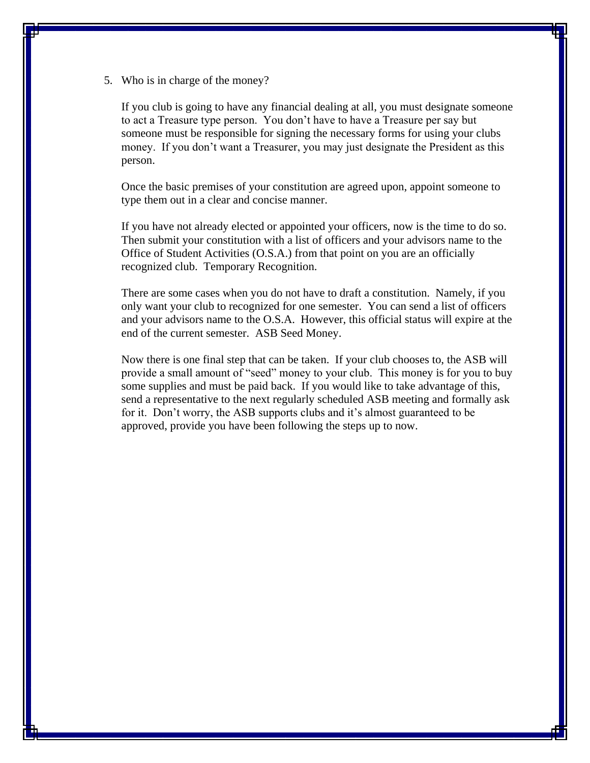5. Who is in charge of the money?

   If you club is going to have any financial dealing at all, you must designate someone to act a Treasure type person. You don't have to have a Treasure per say but someone must be responsible for signing the necessary forms for using your clubs money. If you don't want a Treasurer, you may just designate the President as this person.

   Once the basic premises of your constitution are agreed upon, appoint someone to type them out in a clear and concise manner.

   If you have not already elected or appointed your officers, now is the time to do so. Then submit your constitution with a list of officers and your advisors name to the Office of Student Activities (O.S.A.) from that point on you are an officially recognized club. Temporary Recognition.

   There are some cases when you do not have to draft a constitution. Namely, if you only want your club to recognized for one semester. You can send a list of officers and your advisors name to the O.S.A. However, this official status will expire at the end of the current semester. ASB Seed Money.

   Now there is one final step that can be taken. If your club chooses to, the ASB will provide a small amount of "seed" money to your club. This money is for you to buy some supplies and must be paid back. If you would like to take advantage of this, send a representative to the next regularly scheduled ASB meeting and formally ask for it. Don't worry, the ASB supports clubs and it's almost guaranteed to be approved, provide you have been following the steps up to now.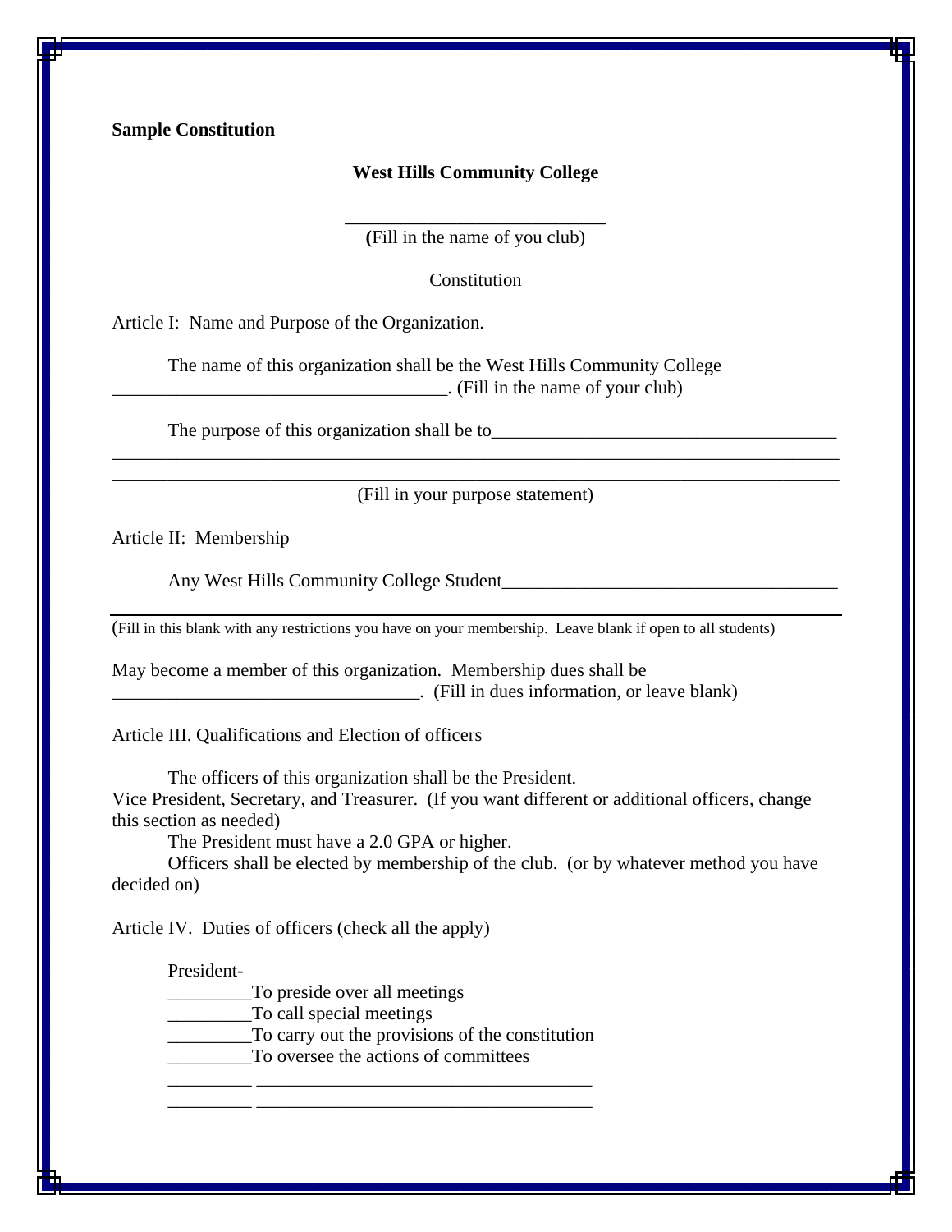**Sample Constitution**

**West Hills Community College**

**____________________________**
**(**Fill in the name of you club)

Constitution

Article I: Name and Purpose of the Organization.

The name of this organization shall be the West Hills Community College ____________________________________. (Fill in the name of your club)

The purpose of this organization shall be to______________________________________
____________________________________________________________________________
____________________________________________________________________________
(Fill in your purpose statement)

Article II: Membership

Any West Hills Community College Student____________________________________
____________________________________________________________________________
(Fill in this blank with any restrictions you have on your membership. Leave blank if open to all students)

May become a member of this organization. Membership dues shall be _________________________________. (Fill in dues information, or leave blank)

Article III. Qualifications and Election of officers

The officers of this organization shall be the President. Vice President, Secretary, and Treasurer. (If you want different or additional officers, change this section as needed)

The President must have a 2.0 GPA or higher.

Officers shall be elected by membership of the club. (or by whatever method you have decided on)

Article IV. Duties of officers (check all the apply)

President-

_________To preside over all meetings
_________To call special meetings
_________To carry out the provisions of the constitution
_________To oversee the actions of committees
_________ ____________________________________
_________ ____________________________________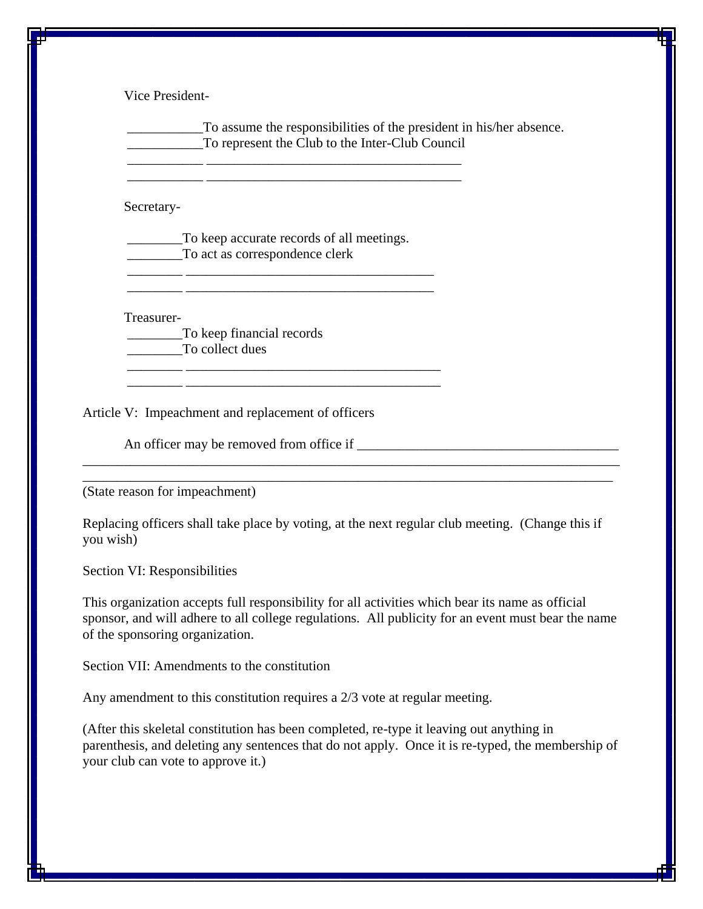Vice President-

___________To assume the responsibilities of the president in his/her absence.
___________To represent the Club to the Inter-Club Council
___________ ______________________________________
___________ ______________________________________

Secretary-

________To keep accurate records of all meetings.
________To act as correspondence clerk
________ _____________________________________
________ _____________________________________

Treasurer-
________To keep financial records
________To collect dues
________ ______________________________________
________ ______________________________________

Article V: Impeachment and replacement of officers

An officer may be removed from office if _______________________________________
________________________________________________________________________________
_______________________________________________________________________________
(State reason for impeachment)

Replacing officers shall take place by voting, at the next regular club meeting. (Change this if you wish)

Section VI: Responsibilities

This organization accepts full responsibility for all activities which bear its name as official sponsor, and will adhere to all college regulations. All publicity for an event must bear the name of the sponsoring organization.

Section VII: Amendments to the constitution

Any amendment to this constitution requires a 2/3 vote at regular meeting.

(After this skeletal constitution has been completed, re-type it leaving out anything in parenthesis, and deleting any sentences that do not apply. Once it is re-typed, the membership of your club can vote to approve it.)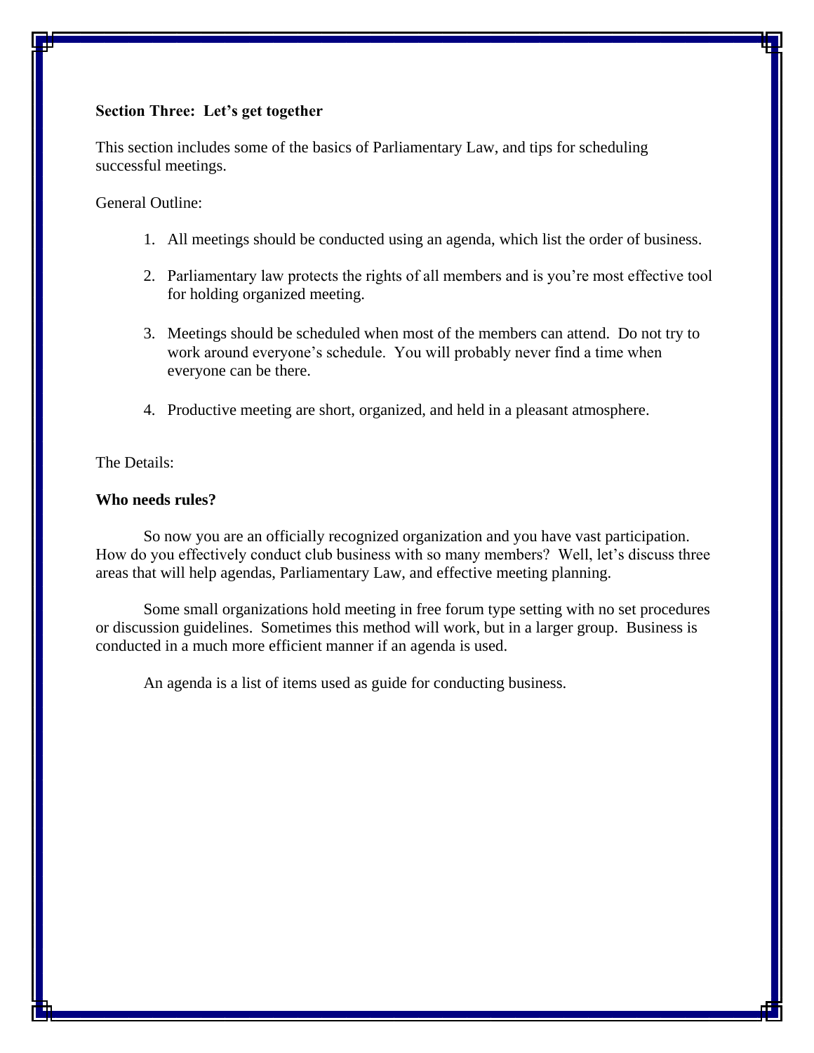**Section Three: Let's get together**

This section includes some of the basics of Parliamentary Law, and tips for scheduling successful meetings.

General Outline:

1. All meetings should be conducted using an agenda, which list the order of business.

2. Parliamentary law protects the rights of all members and is you're most effective tool for holding organized meeting.

3. Meetings should be scheduled when most of the members can attend. Do not try to work around everyone's schedule. You will probably never find a time when everyone can be there.

4. Productive meeting are short, organized, and held in a pleasant atmosphere.

The Details:

**Who needs rules?**

So now you are an officially recognized organization and you have vast participation. How do you effectively conduct club business with so many members? Well, let's discuss three areas that will help agendas, Parliamentary Law, and effective meeting planning.

Some small organizations hold meeting in free forum type setting with no set procedures or discussion guidelines. Sometimes this method will work, but in a larger group. Business is conducted in a much more efficient manner if an agenda is used.

An agenda is a list of items used as guide for conducting business.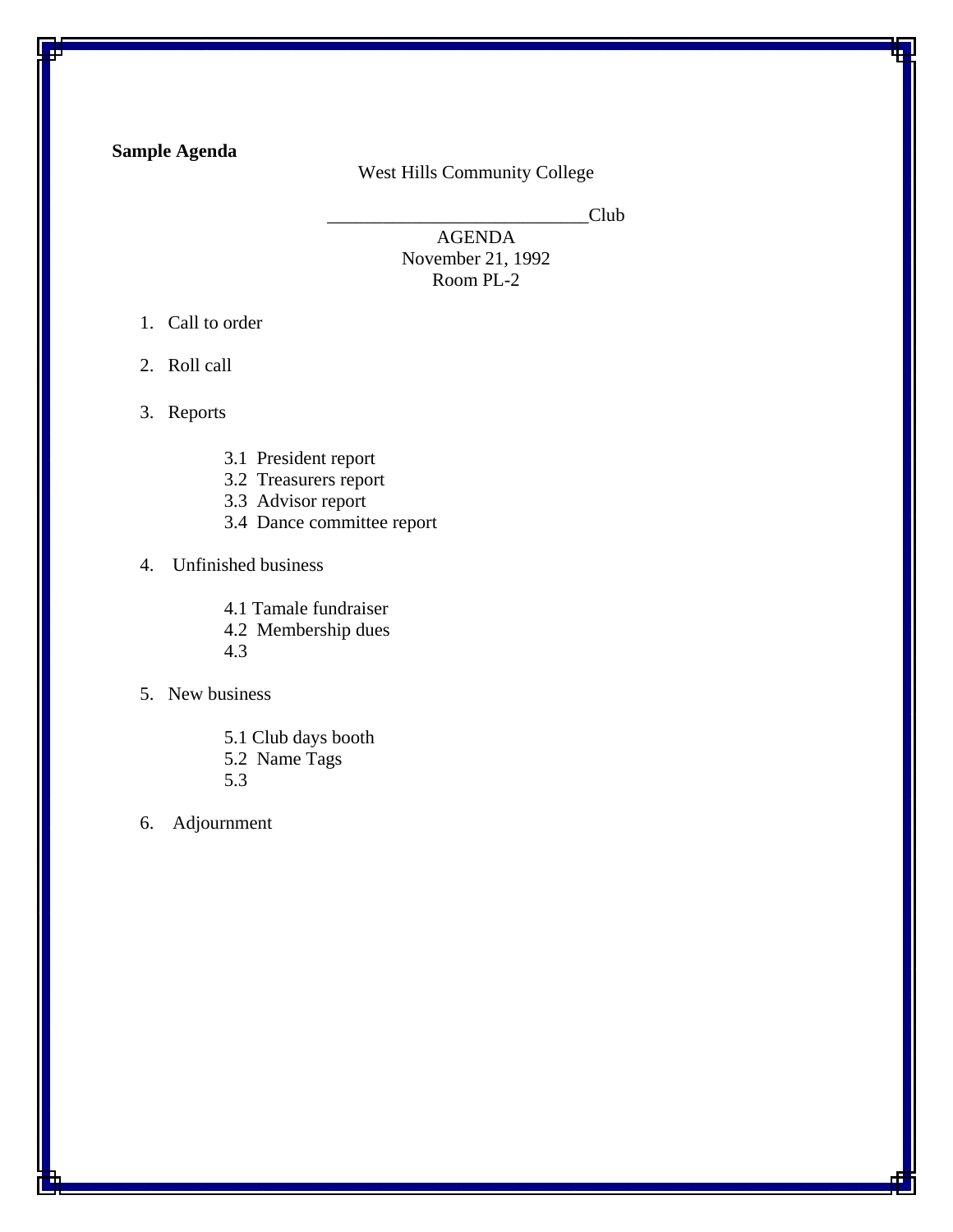**Sample Agenda**

West Hills Community College

___________________________Club

AGENDA

November 21, 1992

Room PL-2

1. Call to order

2. Roll call

3. Reports

   3.1 President report
   3.2 Treasurers report
   3.3 Advisor report
   3.4 Dance committee report

4. Unfinished business

   4.1 Tamale fundraiser
   4.2 Membership dues
   4.3

5. New business

   5.1 Club days booth
   5.2 Name Tags
   5.3

6. Adjournment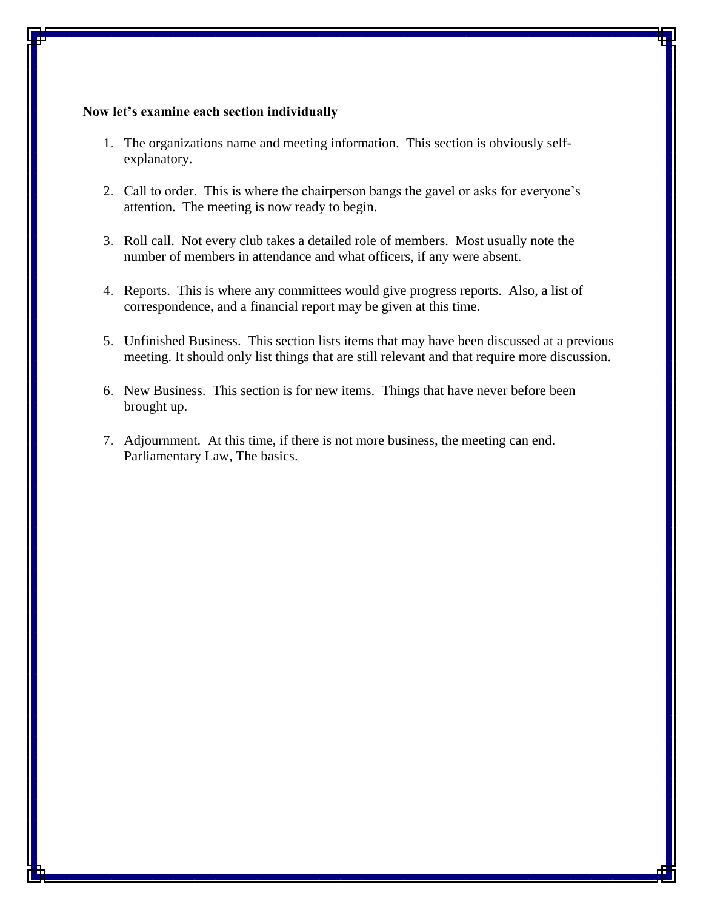**Now let's examine each section individually**

1. The organizations name and meeting information. This section is obviously self-explanatory.

2. Call to order. This is where the chairperson bangs the gavel or asks for everyone's attention. The meeting is now ready to begin.

3. Roll call. Not every club takes a detailed role of members. Most usually note the number of members in attendance and what officers, if any were absent.

4. Reports. This is where any committees would give progress reports. Also, a list of correspondence, and a financial report may be given at this time.

5. Unfinished Business. This section lists items that may have been discussed at a previous meeting. It should only list things that are still relevant and that require more discussion.

6. New Business. This section is for new items. Things that have never before been brought up.

7. Adjournment. At this time, if there is not more business, the meeting can end. Parliamentary Law, The basics.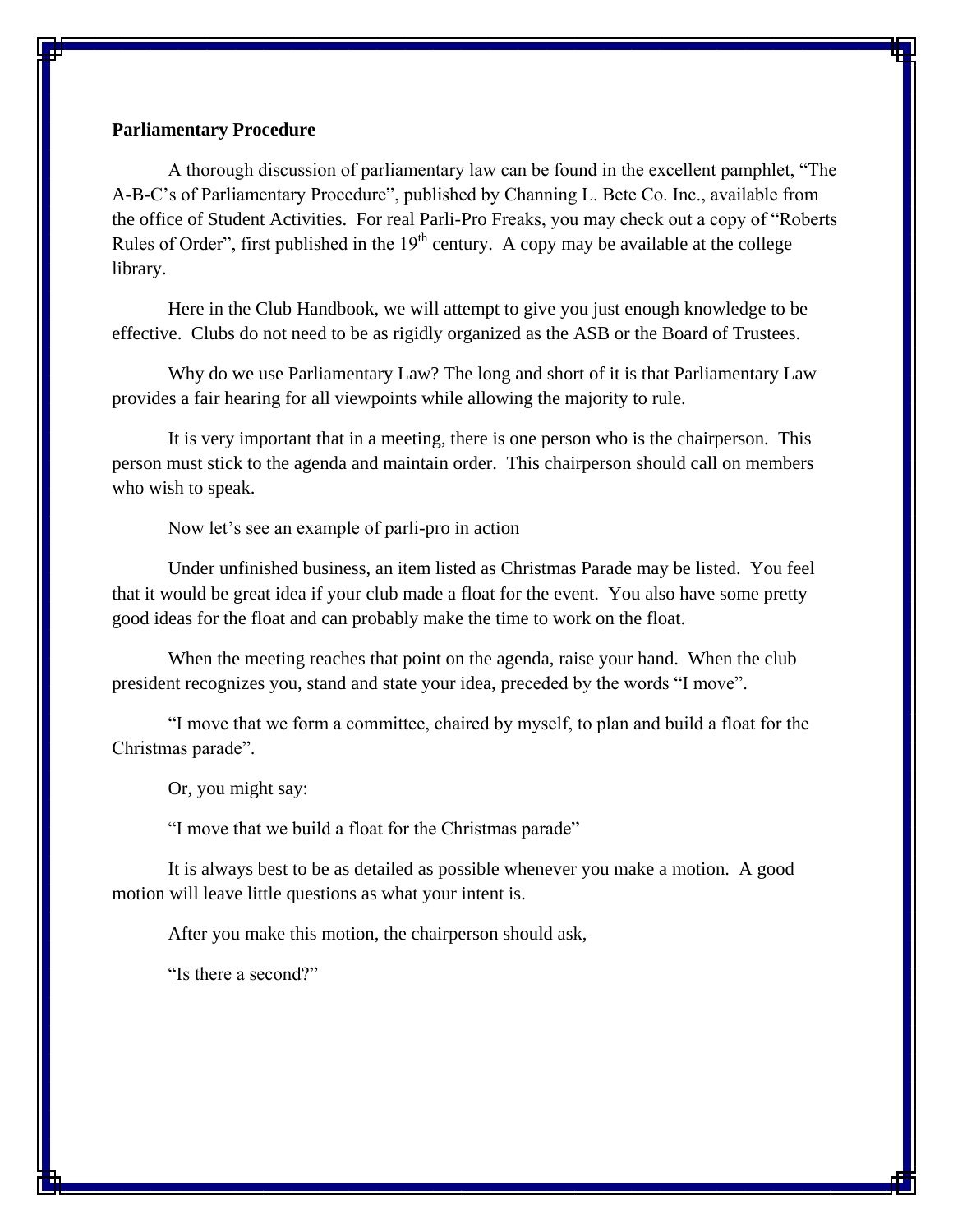**Parliamentary Procedure**

A thorough discussion of parliamentary law can be found in the excellent pamphlet, "The A-B-C's of Parliamentary Procedure", published by Channing L. Bete Co. Inc., available from the office of Student Activities. For real Parli-Pro Freaks, you may check out a copy of "Roberts Rules of Order", first published in the 19th century. A copy may be available at the college library.

Here in the Club Handbook, we will attempt to give you just enough knowledge to be effective. Clubs do not need to be as rigidly organized as the ASB or the Board of Trustees.

Why do we use Parliamentary Law? The long and short of it is that Parliamentary Law provides a fair hearing for all viewpoints while allowing the majority to rule.

It is very important that in a meeting, there is one person who is the chairperson. This person must stick to the agenda and maintain order. This chairperson should call on members who wish to speak.

Now let's see an example of parli-pro in action

Under unfinished business, an item listed as Christmas Parade may be listed. You feel that it would be great idea if your club made a float for the event. You also have some pretty good ideas for the float and can probably make the time to work on the float.

When the meeting reaches that point on the agenda, raise your hand. When the club president recognizes you, stand and state your idea, preceded by the words "I move".

"I move that we form a committee, chaired by myself, to plan and build a float for the Christmas parade".

Or, you might say:

"I move that we build a float for the Christmas parade"

It is always best to be as detailed as possible whenever you make a motion. A good motion will leave little questions as what your intent is.

After you make this motion, the chairperson should ask,

"Is there a second?"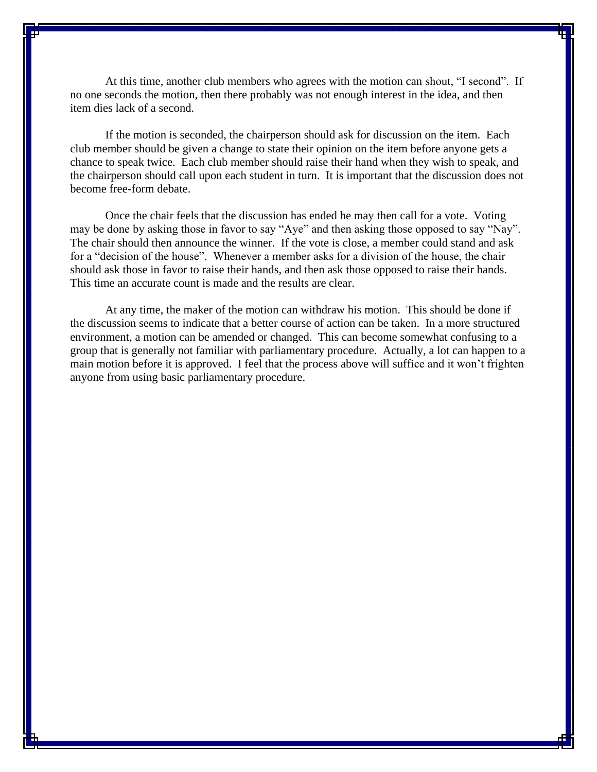At this time, another club members who agrees with the motion can shout, "I second". If no one seconds the motion, then there probably was not enough interest in the idea, and then item dies lack of a second.

If the motion is seconded, the chairperson should ask for discussion on the item. Each club member should be given a change to state their opinion on the item before anyone gets a chance to speak twice. Each club member should raise their hand when they wish to speak, and the chairperson should call upon each student in turn. It is important that the discussion does not become free-form debate.

Once the chair feels that the discussion has ended he may then call for a vote. Voting may be done by asking those in favor to say "Aye" and then asking those opposed to say "Nay". The chair should then announce the winner. If the vote is close, a member could stand and ask for a "decision of the house". Whenever a member asks for a division of the house, the chair should ask those in favor to raise their hands, and then ask those opposed to raise their hands. This time an accurate count is made and the results are clear.

At any time, the maker of the motion can withdraw his motion. This should be done if the discussion seems to indicate that a better course of action can be taken. In a more structured environment, a motion can be amended or changed. This can become somewhat confusing to a group that is generally not familiar with parliamentary procedure. Actually, a lot can happen to a main motion before it is approved. I feel that the process above will suffice and it won't frighten anyone from using basic parliamentary procedure.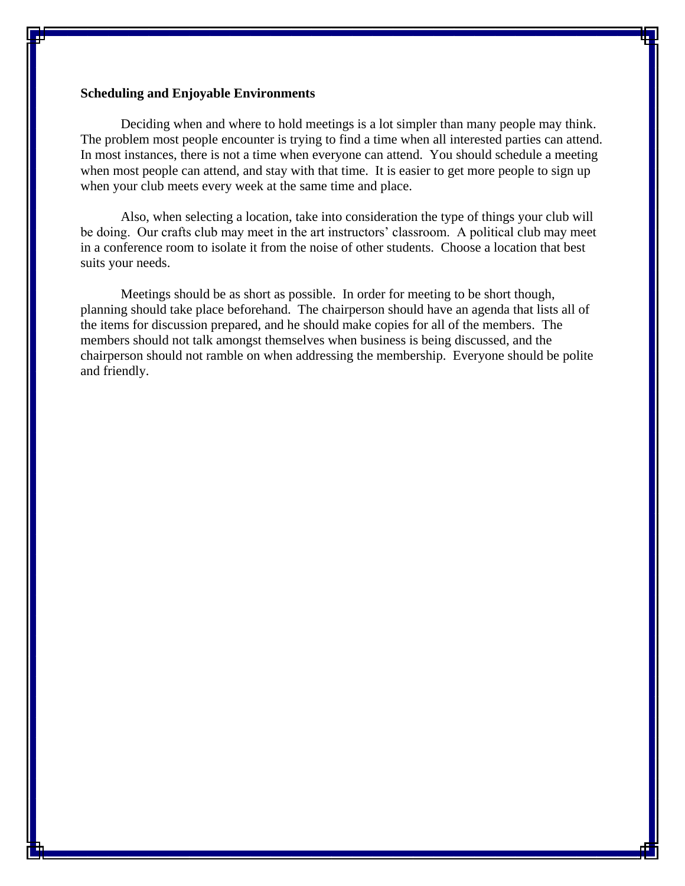**Scheduling and Enjoyable Environments**

Deciding when and where to hold meetings is a lot simpler than many people may think. The problem most people encounter is trying to find a time when all interested parties can attend. In most instances, there is not a time when everyone can attend. You should schedule a meeting when most people can attend, and stay with that time. It is easier to get more people to sign up when your club meets every week at the same time and place.

Also, when selecting a location, take into consideration the type of things your club will be doing. Our crafts club may meet in the art instructors' classroom. A political club may meet in a conference room to isolate it from the noise of other students. Choose a location that best suits your needs.

Meetings should be as short as possible. In order for meeting to be short though, planning should take place beforehand. The chairperson should have an agenda that lists all of the items for discussion prepared, and he should make copies for all of the members. The members should not talk amongst themselves when business is being discussed, and the chairperson should not ramble on when addressing the membership. Everyone should be polite and friendly.